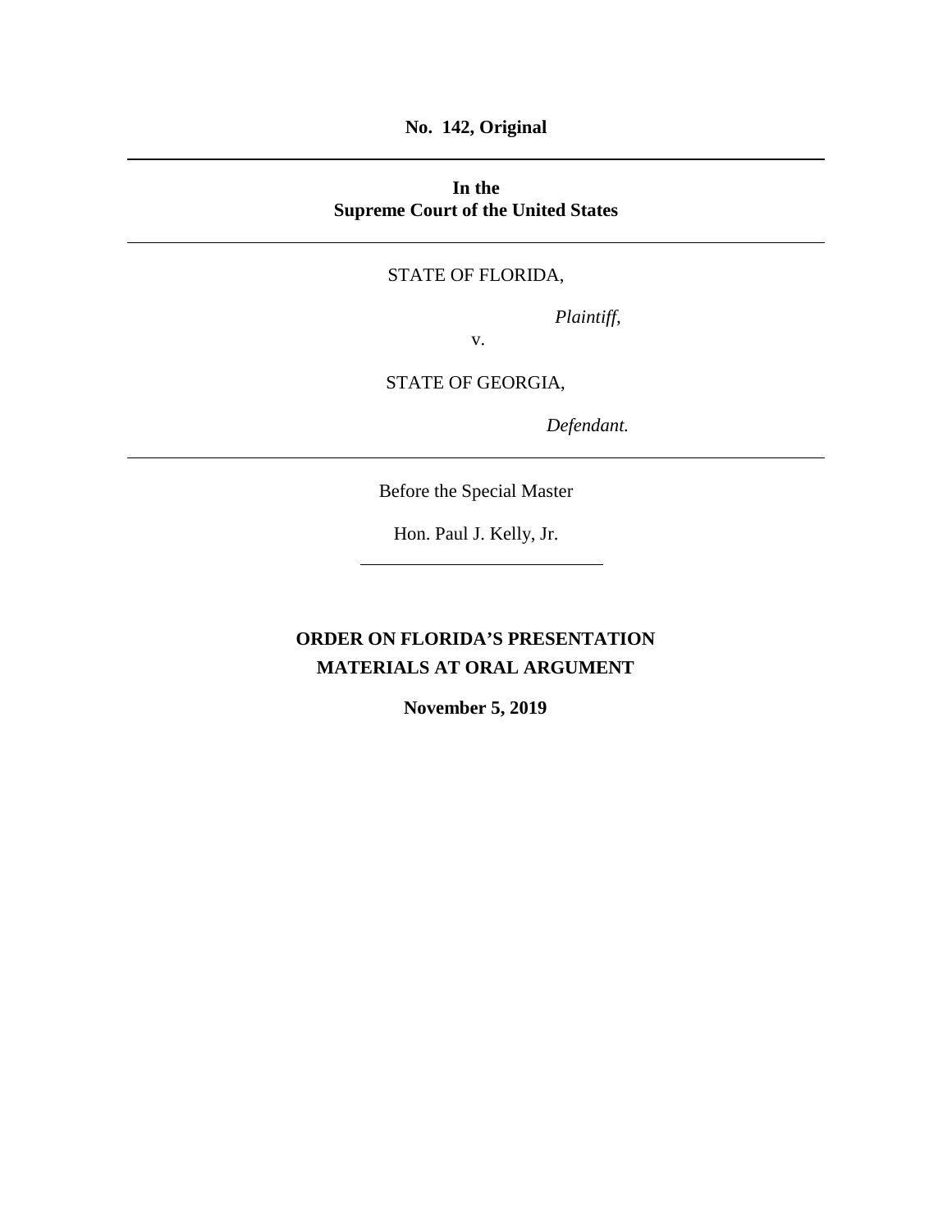**No. 142, Original**

---

**In the**
**Supreme Court of the United States**

---

STATE OF FLORIDA,

*Plaintiff*,

v.

STATE OF GEORGIA,

*Defendant.*

---

Before the Special Master

Hon. Paul J. Kelly, Jr.

---

**ORDER ON FLORIDA'S PRESENTATION MATERIALS AT ORAL ARGUMENT**

**November 5, 2019**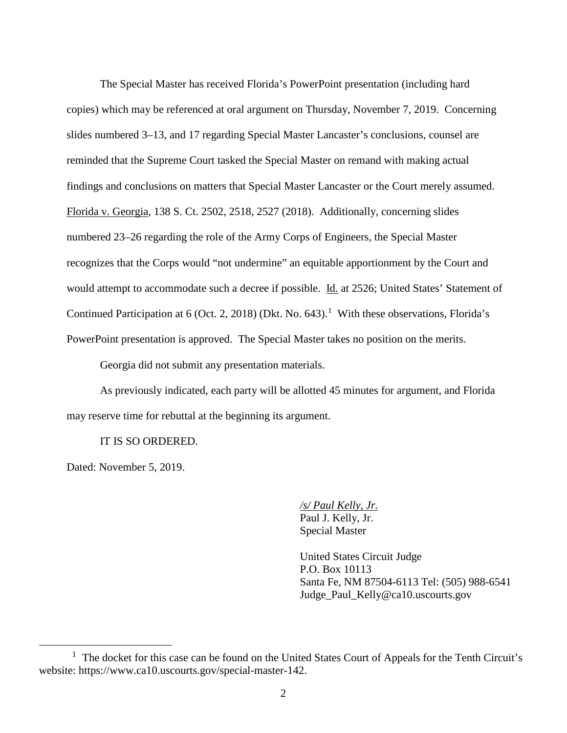The Special Master has received Florida's PowerPoint presentation (including hard copies) which may be referenced at oral argument on Thursday, November 7, 2019. Concerning slides numbered 3–13, and 17 regarding Special Master Lancaster's conclusions, counsel are reminded that the Supreme Court tasked the Special Master on remand with making actual findings and conclusions on matters that Special Master Lancaster or the Court merely assumed. Florida v. Georgia, 138 S. Ct. 2502, 2518, 2527 (2018). Additionally, concerning slides numbered 23–26 regarding the role of the Army Corps of Engineers, the Special Master recognizes that the Corps would "not undermine" an equitable apportionment by the Court and would attempt to accommodate such a decree if possible. Id. at 2526; United States' Statement of Continued Participation at 6 (Oct. 2, 2018) (Dkt. No. 643).[1] With these observations, Florida's PowerPoint presentation is approved. The Special Master takes no position on the merits.

Georgia did not submit any presentation materials.

As previously indicated, each party will be allotted 45 minutes for argument, and Florida may reserve time for rebuttal at the beginning its argument.

IT IS SO ORDERED.

Dated: November 5, 2019.

*/s/ Paul Kelly, Jr.*
Paul J. Kelly, Jr.
Special Master

United States Circuit Judge
P.O. Box 10113
Santa Fe, NM 87504-6113 Tel: (505) 988-6541
Judge_Paul_Kelly@ca10.uscourts.gov

[1] The docket for this case can be found on the United States Court of Appeals for the Tenth Circuit's website: https://www.ca10.uscourts.gov/special-master-142.